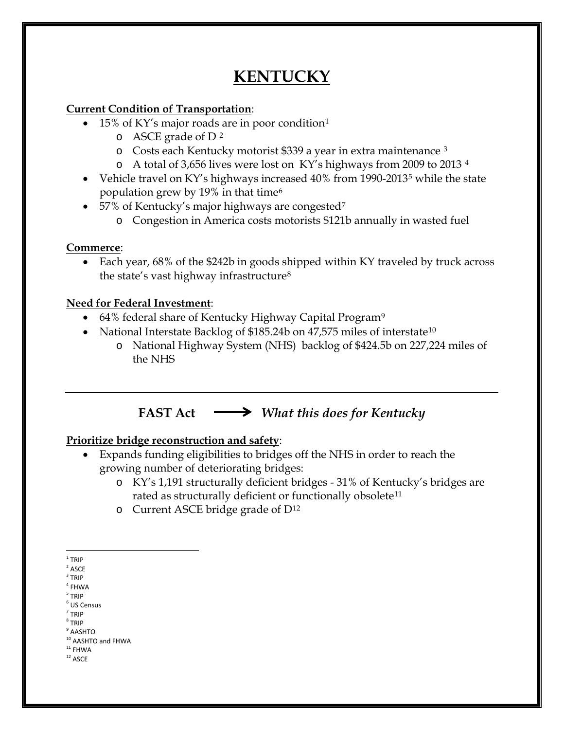# KENTUCKY

**Current Condition of Transportation**:

- 15% of KY's major roads are in poor condition[1]
  - ASCE grade of D [2]
  - Costs each Kentucky motorist $339 a year in extra maintenance [3]
  - A total of 3,656 lives were lost on KY's highways from 2009 to 2013 [4]
- Vehicle travel on KY's highways increased 40% from 1990-2013[5] while the state population grew by 19% in that time[6]
- 57% of Kentucky's major highways are congested[7]
  - Congestion in America costs motorists $121b annually in wasted fuel

**Commerce**:

- Each year, 68% of the $242b in goods shipped within KY traveled by truck across the state's vast highway infrastructure[8]

**Need for Federal Investment**:

- 64% federal share of Kentucky Highway Capital Program[9]
- National Interstate Backlog of $185.24b on 47,575 miles of interstate[10]
  - National Highway System (NHS) backlog of $424.5b on 227,224 miles of the NHS

---

## FAST Act ⟶ *What this does for Kentucky*

**Prioritize bridge reconstruction and safety**:

- Expands funding eligibilities to bridges off the NHS in order to reach the growing number of deteriorating bridges:
  - KY's 1,191 structurally deficient bridges - 31% of Kentucky's bridges are rated as structurally deficient or functionally obsolete[11]
  - Current ASCE bridge grade of D[12]

---

[1] TRIP
[2] ASCE
[3] TRIP
[4] FHWA
[5] TRIP
[6] US Census
[7] TRIP
[8] TRIP
[9] AASHTO
[10] AASHTO and FHWA
[11] FHWA
[12] ASCE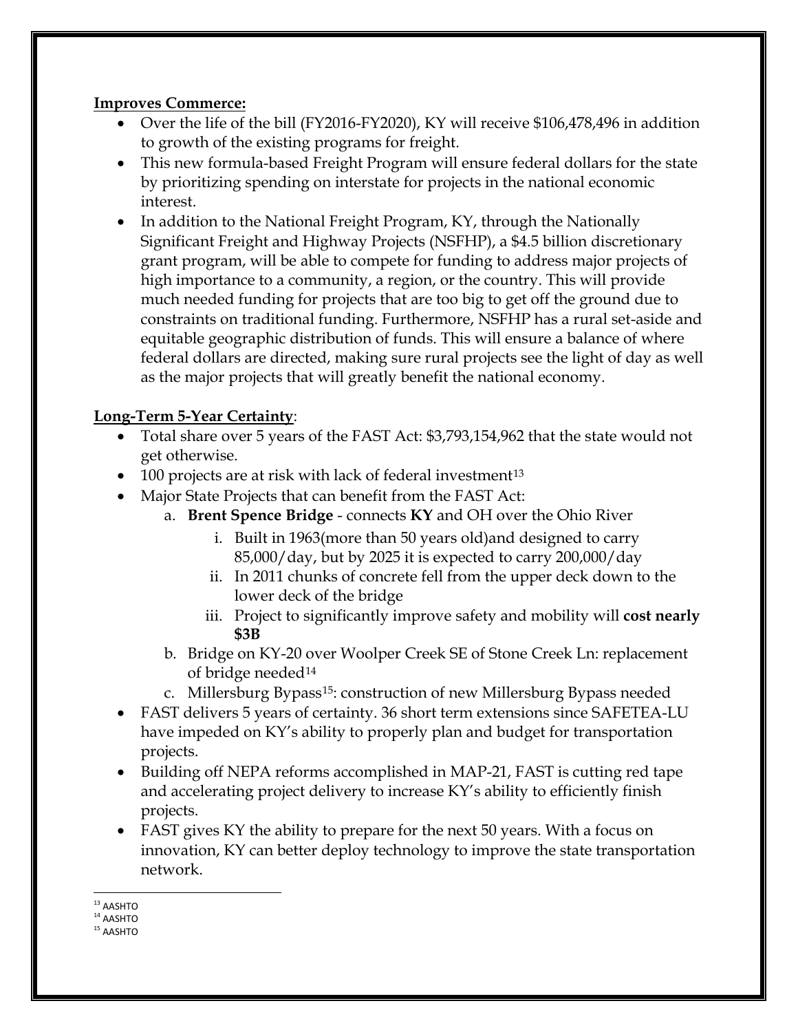**Improves Commerce:**

- Over the life of the bill (FY2016-FY2020), KY will receive $106,478,496 in addition to growth of the existing programs for freight.
- This new formula-based Freight Program will ensure federal dollars for the state by prioritizing spending on interstate for projects in the national economic interest.
- In addition to the National Freight Program, KY, through the Nationally Significant Freight and Highway Projects (NSFHP), a $4.5 billion discretionary grant program, will be able to compete for funding to address major projects of high importance to a community, a region, or the country. This will provide much needed funding for projects that are too big to get off the ground due to constraints on traditional funding. Furthermore, NSFHP has a rural set-aside and equitable geographic distribution of funds. This will ensure a balance of where federal dollars are directed, making sure rural projects see the light of day as well as the major projects that will greatly benefit the national economy.

**Long-Term 5-Year Certainty**:

- Total share over 5 years of the FAST Act: $3,793,154,962 that the state would not get otherwise.
- 100 projects are at risk with lack of federal investment[13]
- Major State Projects that can benefit from the FAST Act:
  a. **Brent Spence Bridge** - connects **KY** and OH over the Ohio River
     i. Built in 1963(more than 50 years old)and designed to carry 85,000/day, but by 2025 it is expected to carry 200,000/day
     ii. In 2011 chunks of concrete fell from the upper deck down to the lower deck of the bridge
     iii. Project to significantly improve safety and mobility will **cost nearly $3B**
  b. Bridge on KY-20 over Woolper Creek SE of Stone Creek Ln: replacement of bridge needed[14]
  c. Millersburg Bypass[15]: construction of new Millersburg Bypass needed
- FAST delivers 5 years of certainty. 36 short term extensions since SAFETEA-LU have impeded on KY's ability to properly plan and budget for transportation projects.
- Building off NEPA reforms accomplished in MAP-21, FAST is cutting red tape and accelerating project delivery to increase KY's ability to efficiently finish projects.
- FAST gives KY the ability to prepare for the next 50 years. With a focus on innovation, KY can better deploy technology to improve the state transportation network.

---

[13] AASHTO
[14] AASHTO
[15] AASHTO